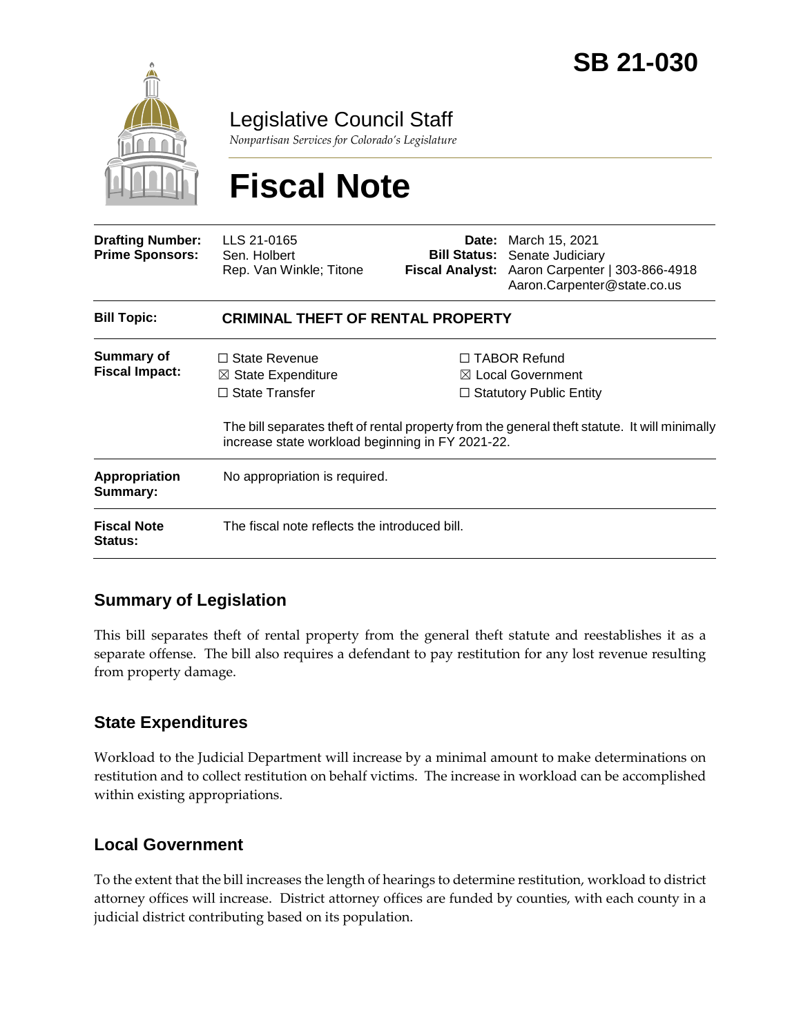# SB 21-030

## Legislative Council Staff

*Nonpartisan Services for Colorado's Legislature*

# Fiscal Note

| | | | |
|---|---|---|---|
| **Drafting Number:** | LLS 21-0165 | **Date:** | March 15, 2021 |
| **Prime Sponsors:** | Sen. Holbert<br>Rep. Van Winkle; Titone | **Bill Status:** | Senate Judiciary |
| | | **Fiscal Analyst:** | Aaron Carpenter \| 303-866-4918<br>Aaron.Carpenter@state.co.us |

| | |
|---|---|
| **Bill Topic:** | **CRIMINAL THEFT OF RENTAL PROPERTY** |
| **Summary of Fiscal Impact:** | ☐ State Revenue<br>☒ State Expenditure<br>☐ State Transfer<br>☐ TABOR Refund<br>☒ Local Government<br>☐ Statutory Public Entity<br><br>The bill separates theft of rental property from the general theft statute. It will minimally increase state workload beginning in FY 2021-22. |
| **Appropriation Summary:** | No appropriation is required. |
| **Fiscal Note Status:** | The fiscal note reflects the introduced bill. |

## Summary of Legislation

This bill separates theft of rental property from the general theft statute and reestablishes it as a separate offense. The bill also requires a defendant to pay restitution for any lost revenue resulting from property damage.

## State Expenditures

Workload to the Judicial Department will increase by a minimal amount to make determinations on restitution and to collect restitution on behalf victims. The increase in workload can be accomplished within existing appropriations.

## Local Government

To the extent that the bill increases the length of hearings to determine restitution, workload to district attorney offices will increase. District attorney offices are funded by counties, with each county in a judicial district contributing based on its population.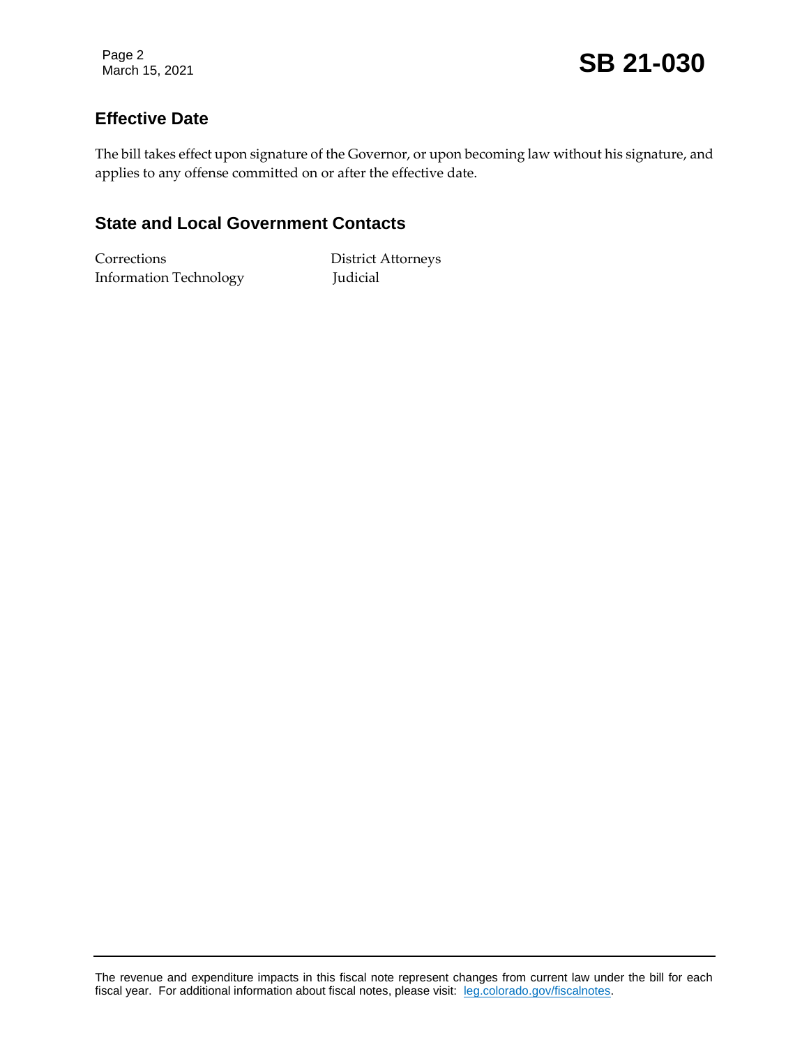## Effective Date

The bill takes effect upon signature of the Governor, or upon becoming law without his signature, and applies to any offense committed on or after the effective date.

## State and Local Government Contacts

| | |
|---|---|
| Corrections | District Attorneys |
| Information Technology | Judicial |

The revenue and expenditure impacts in this fiscal note represent changes from current law under the bill for each fiscal year. For additional information about fiscal notes, please visit: leg.colorado.gov/fiscalnotes.